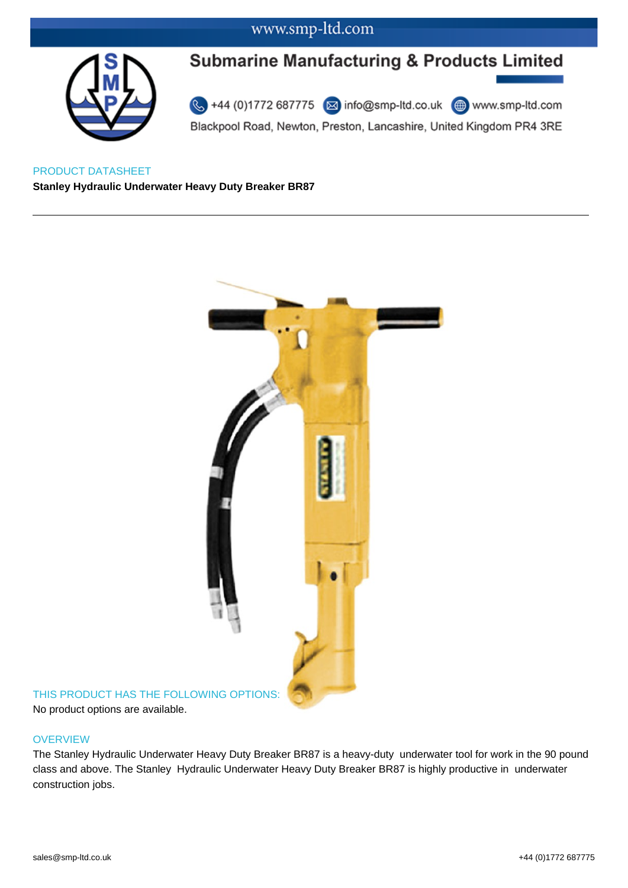www.smp-ltd.com

# Submarine Manufacturing & Products Limited

+44 (0)1772 687775 info@smp-ltd.co.uk www.smp-ltd.com

Blackpool Road, Newton, Preston, Lancashire, United Kingdom PR4 3RE

PRODUCT DATASHEET

**Stanley Hydraulic Underwater Heavy Duty Breaker BR87**

---

## THIS PRODUCT HAS THE FOLLOWING OPTIONS:

No product options are available.

## OVERVIEW

The Stanley Hydraulic Underwater Heavy Duty Breaker BR87 is a heavy-duty underwater tool for work in the 90 pound class and above. The Stanley Hydraulic Underwater Heavy Duty Breaker BR87 is highly productive in underwater construction jobs.

sales@smp-ltd.co.uk +44 (0)1772 687775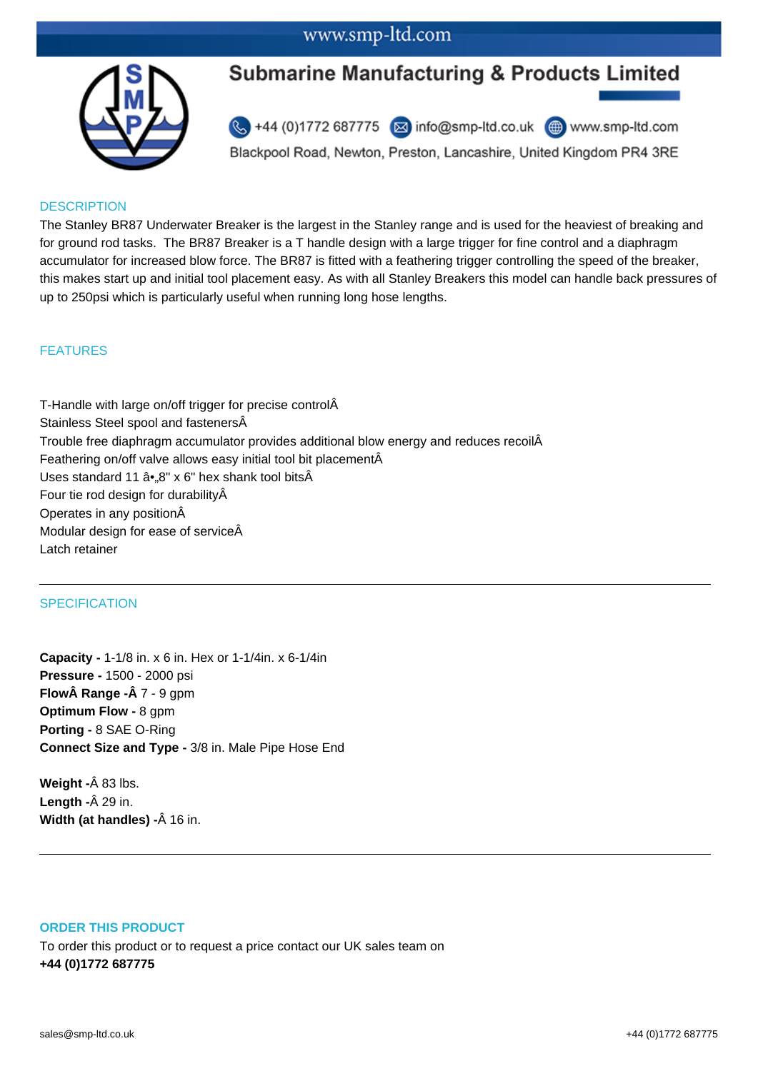# Submarine Manufacturing & Products Limited

+44 (0)1772 687775 info@smp-ltd.co.uk www.smp-ltd.com

Blackpool Road, Newton, Preston, Lancashire, United Kingdom PR4 3RE

## DESCRIPTION

The Stanley BR87 Underwater Breaker is the largest in the Stanley range and is used for the heaviest of breaking and for ground rod tasks. The BR87 Breaker is a T handle design with a large trigger for fine control and a diaphragm accumulator for increased blow force. The BR87 is fitted with a feathering trigger controlling the speed of the breaker, this makes start up and initial tool placement easy. As with all Stanley Breakers this model can handle back pressures of up to 250psi which is particularly useful when running long hose lengths.

## FEATURES

T-Handle with large on/off trigger for precise controlÂ
Stainless Steel spool and fastenersÂ
Trouble free diaphragm accumulator provides additional blow energy and reduces recoilÂ
Feathering on/off valve allows easy initial tool bit placementÂ
Uses standard 11 â•„8" x 6" hex shank tool bitsÂ
Four tie rod design for durabilityÂ
Operates in any positionÂ
Modular design for ease of serviceÂ
Latch retainer

## SPECIFICATION

**Capacity -** 1-1/8 in. x 6 in. Hex or 1-1/4in. x 6-1/4in
**Pressure -** 1500 - 2000 psi
**FlowÂ Range -Â** 7 - 9 gpm
**Optimum Flow -** 8 gpm
**Porting -** 8 SAE O-Ring
**Connect Size and Type -** 3/8 in. Male Pipe Hose End

**Weight -**Â 83 lbs.
**Length -**Â 29 in.
**Width (at handles) -**Â 16 in.

## ORDER THIS PRODUCT

To order this product or to request a price contact our UK sales team on
**+44 (0)1772 687775**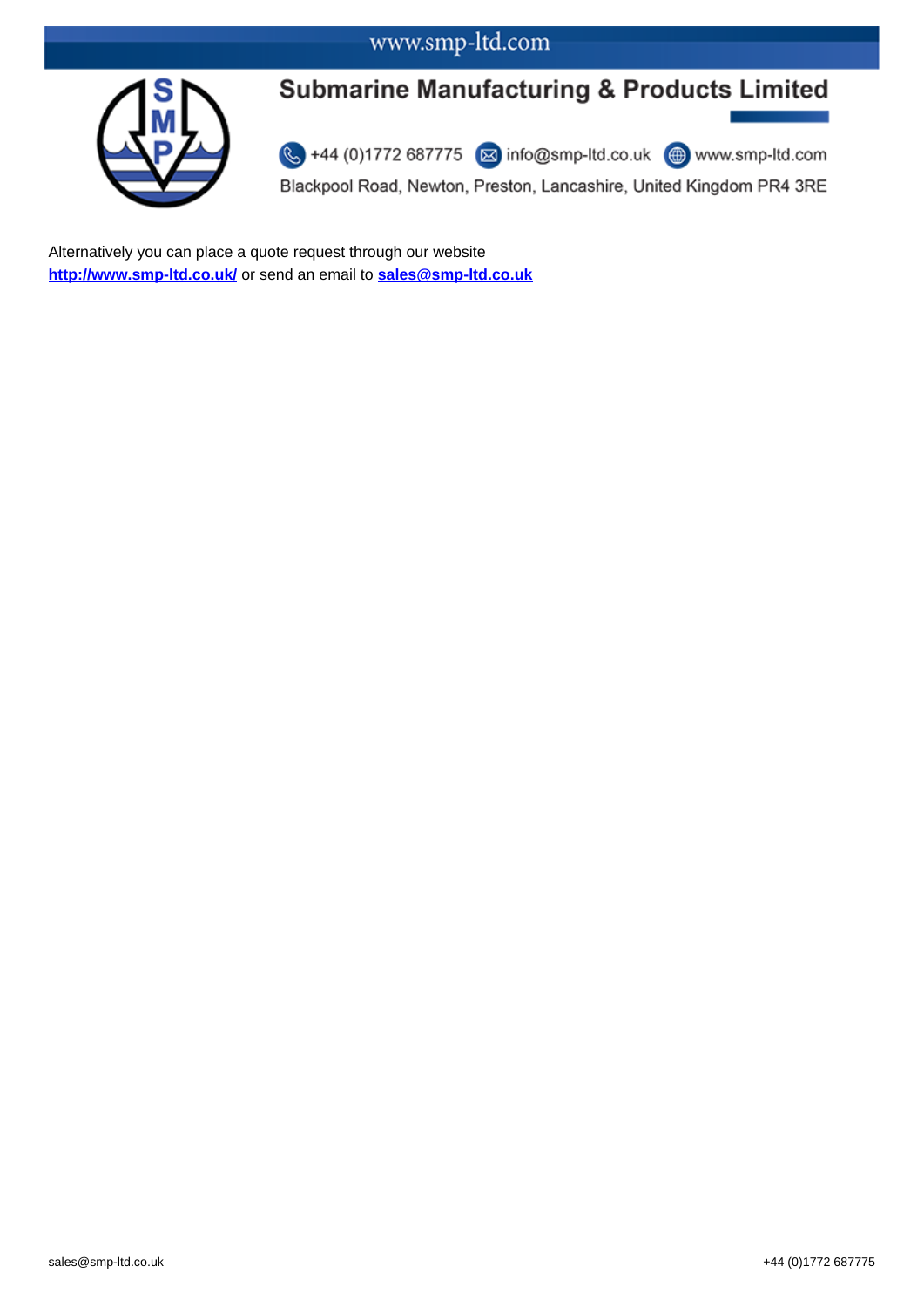Alternatively you can place a quote request through our website **http://www.smp-ltd.co.uk/** or send an email to **sales@smp-ltd.co.uk**